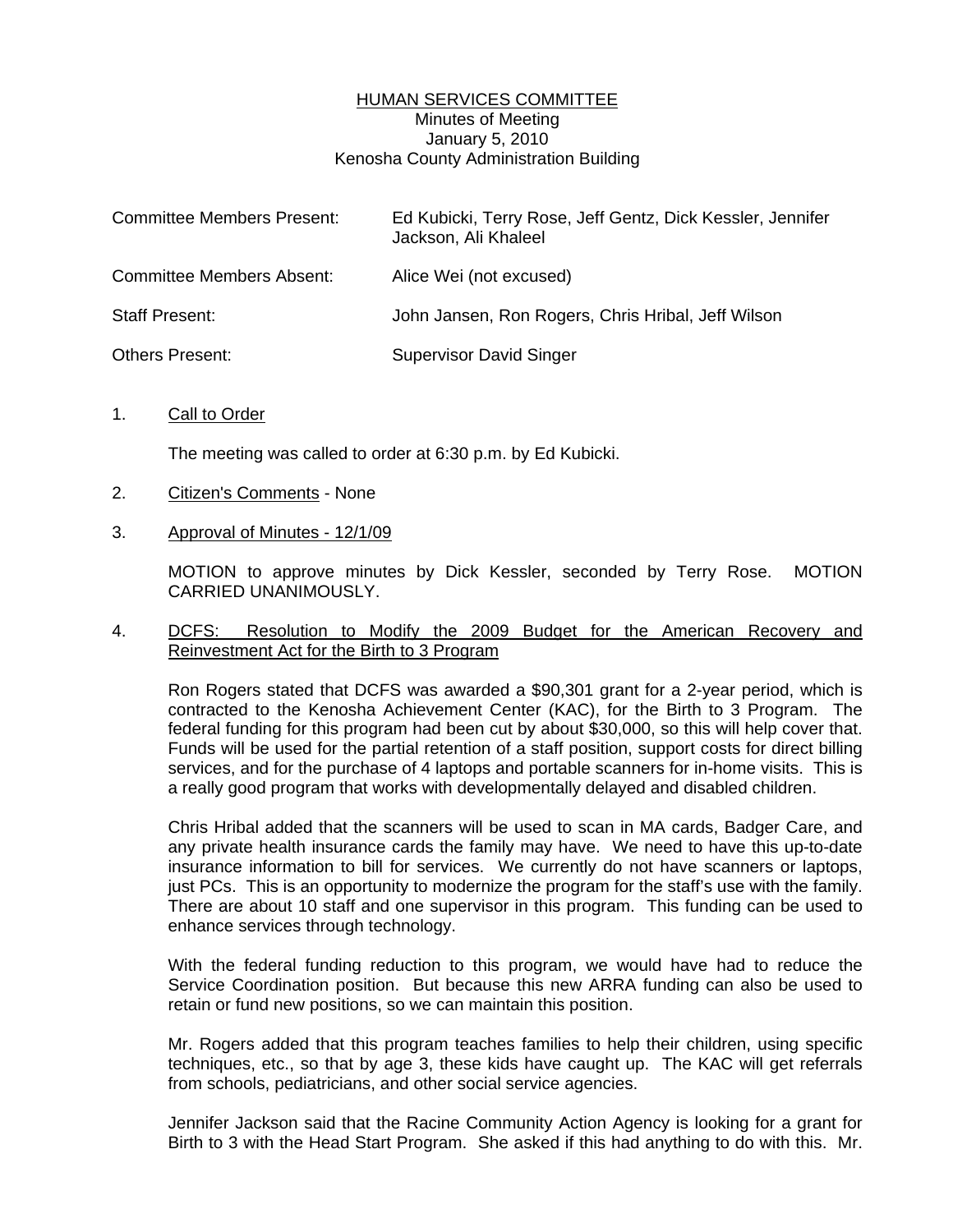<u>HUMAN SERVICES COMMITTEE</u>
Minutes of Meeting
January 5, 2010
Kenosha County Administration Building

| | |
|---|---|
| Committee Members Present: | Ed Kubicki, Terry Rose, Jeff Gentz, Dick Kessler, Jennifer Jackson, Ali Khaleel |
| Committee Members Absent: | Alice Wei (not excused) |
| Staff Present: | John Jansen, Ron Rogers, Chris Hribal, Jeff Wilson |
| Others Present: | Supervisor David Singer |

1. <u>Call to Order</u>

   The meeting was called to order at 6:30 p.m. by Ed Kubicki.

2. <u>Citizen's Comments</u> - None

3. <u>Approval of Minutes - 12/1/09</u>

   MOTION to approve minutes by Dick Kessler, seconded by Terry Rose. MOTION CARRIED UNANIMOUSLY.

4. <u>DCFS: Resolution to Modify the 2009 Budget for the American Recovery and Reinvestment Act for the Birth to 3 Program</u>

   Ron Rogers stated that DCFS was awarded a $90,301 grant for a 2-year period, which is contracted to the Kenosha Achievement Center (KAC), for the Birth to 3 Program. The federal funding for this program had been cut by about $30,000, so this will help cover that. Funds will be used for the partial retention of a staff position, support costs for direct billing services, and for the purchase of 4 laptops and portable scanners for in-home visits. This is a really good program that works with developmentally delayed and disabled children.

   Chris Hribal added that the scanners will be used to scan in MA cards, Badger Care, and any private health insurance cards the family may have. We need to have this up-to-date insurance information to bill for services. We currently do not have scanners or laptops, just PCs. This is an opportunity to modernize the program for the staff's use with the family. There are about 10 staff and one supervisor in this program. This funding can be used to enhance services through technology.

   With the federal funding reduction to this program, we would have had to reduce the Service Coordination position. But because this new ARRA funding can also be used to retain or fund new positions, so we can maintain this position.

   Mr. Rogers added that this program teaches families to help their children, using specific techniques, etc., so that by age 3, these kids have caught up. The KAC will get referrals from schools, pediatricians, and other social service agencies.

   Jennifer Jackson said that the Racine Community Action Agency is looking for a grant for Birth to 3 with the Head Start Program. She asked if this had anything to do with this. Mr.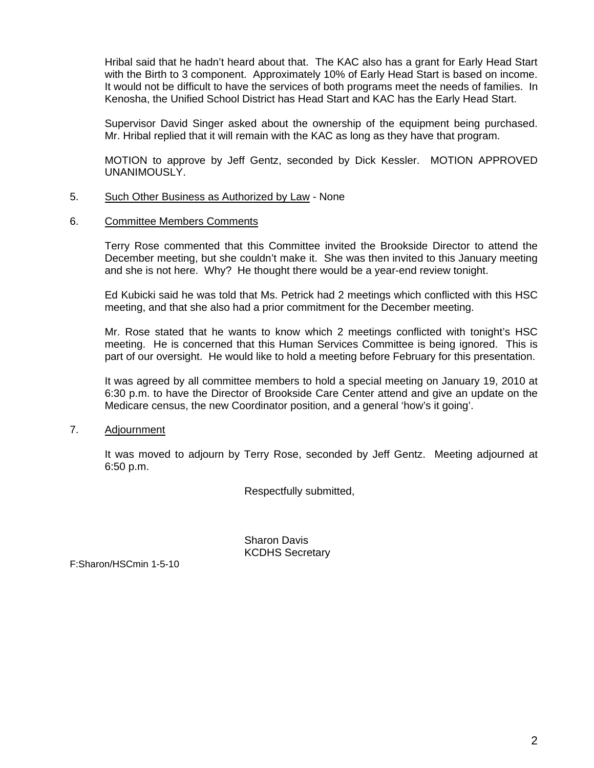Hribal said that he hadn't heard about that. The KAC also has a grant for Early Head Start with the Birth to 3 component. Approximately 10% of Early Head Start is based on income. It would not be difficult to have the services of both programs meet the needs of families. In Kenosha, the Unified School District has Head Start and KAC has the Early Head Start.

Supervisor David Singer asked about the ownership of the equipment being purchased. Mr. Hribal replied that it will remain with the KAC as long as they have that program.

MOTION to approve by Jeff Gentz, seconded by Dick Kessler. MOTION APPROVED UNANIMOUSLY.

5. Such Other Business as Authorized by Law - None

6. Committee Members Comments

Terry Rose commented that this Committee invited the Brookside Director to attend the December meeting, but she couldn't make it. She was then invited to this January meeting and she is not here. Why? He thought there would be a year-end review tonight.

Ed Kubicki said he was told that Ms. Petrick had 2 meetings which conflicted with this HSC meeting, and that she also had a prior commitment for the December meeting.

Mr. Rose stated that he wants to know which 2 meetings conflicted with tonight's HSC meeting. He is concerned that this Human Services Committee is being ignored. This is part of our oversight. He would like to hold a meeting before February for this presentation.

It was agreed by all committee members to hold a special meeting on January 19, 2010 at 6:30 p.m. to have the Director of Brookside Care Center attend and give an update on the Medicare census, the new Coordinator position, and a general 'how's it going'.

7. Adjournment

It was moved to adjourn by Terry Rose, seconded by Jeff Gentz. Meeting adjourned at 6:50 p.m.

Respectfully submitted,

Sharon Davis
KCDHS Secretary

F:Sharon/HSCmin 1-5-10